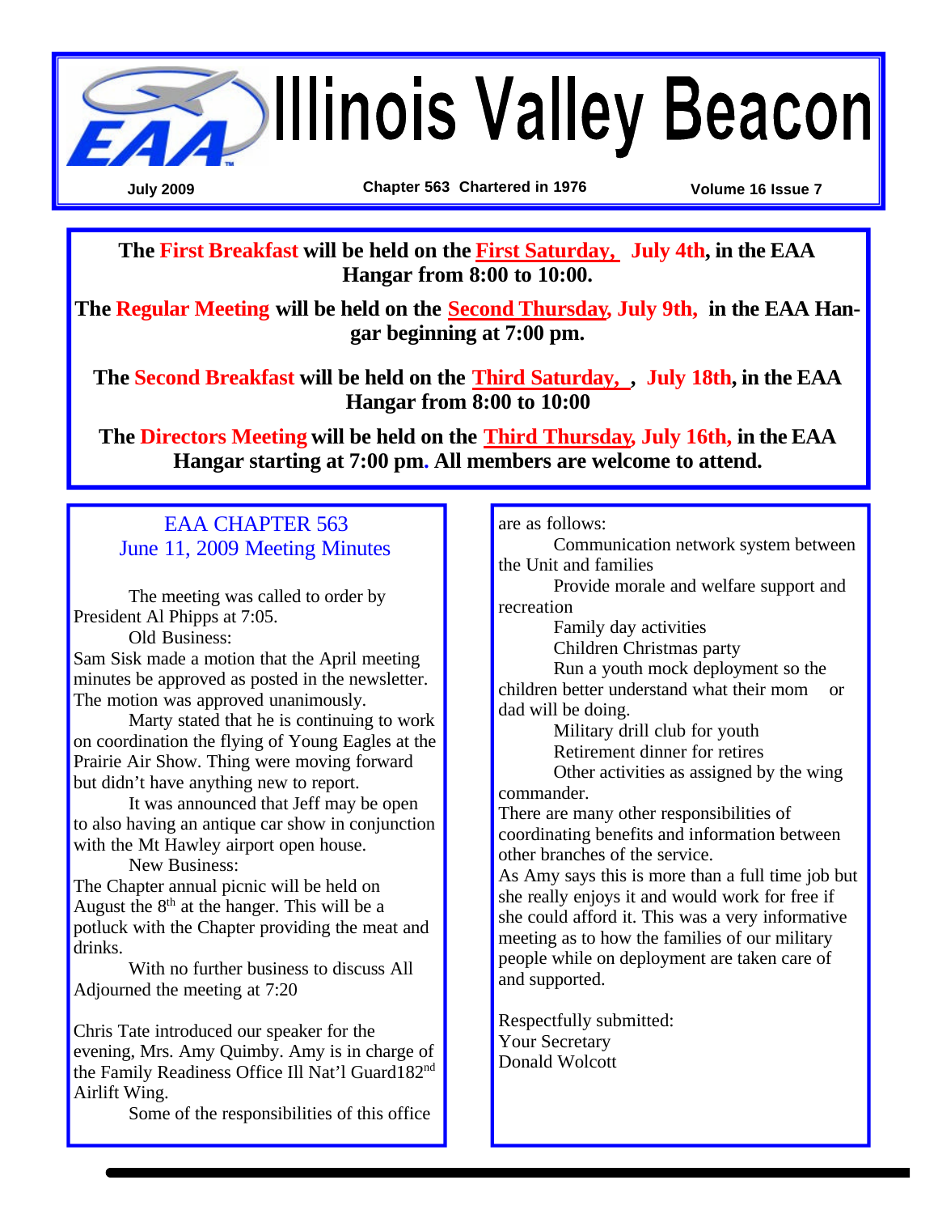# Illinois Valley Beacon

**July 2009** | **Chapter 563 Chartered in 1976** | **Volume 16 Issue 7**

**The First Breakfast will be held on the First Saturday, July 4th, in the EAA Hangar from 8:00 to 10:00.**

**The Regular Meeting will be held on the Second Thursday, July 9th, in the EAA Hangar beginning at 7:00 pm.**

**The Second Breakfast will be held on the Third Saturday, , July 18th, in the EAA Hangar from 8:00 to 10:00**

**The Directors Meeting will be held on the Third Thursday, July 16th, in the EAA Hangar starting at 7:00 pm. All members are welcome to attend.**

## EAA CHAPTER 563
## June 11, 2009 Meeting Minutes

The meeting was called to order by President Al Phipps at 7:05.

Old Business:

Sam Sisk made a motion that the April meeting minutes be approved as posted in the newsletter. The motion was approved unanimously.

Marty stated that he is continuing to work on coordination the flying of Young Eagles at the Prairie Air Show. Thing were moving forward but didn't have anything new to report.

It was announced that Jeff may be open to also having an antique car show in conjunction with the Mt Hawley airport open house.

New Business:

The Chapter annual picnic will be held on August the 8th at the hanger. This will be a potluck with the Chapter providing the meat and drinks.

With no further business to discuss All Adjourned the meeting at 7:20

Chris Tate introduced our speaker for the evening, Mrs. Amy Quimby. Amy is in charge of the Family Readiness Office Ill Nat'l Guard182nd Airlift Wing.

Some of the responsibilities of this office are as follows:

Communication network system between the Unit and families

Provide morale and welfare support and recreation

Family day activities

Children Christmas party

Run a youth mock deployment so the children better understand what their mom or dad will be doing.

Military drill club for youth

Retirement dinner for retires

Other activities as assigned by the wing commander.

There are many other responsibilities of coordinating benefits and information between other branches of the service.

As Amy says this is more than a full time job but she really enjoys it and would work for free if she could afford it. This was a very informative meeting as to how the families of our military people while on deployment are taken care of and supported.

Respectfully submitted:
Your Secretary
Donald Wolcott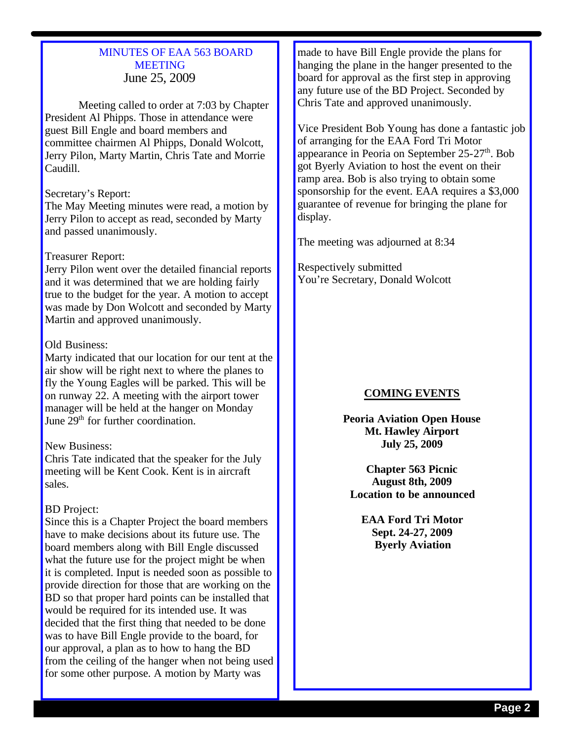## MINUTES OF EAA 563 BOARD MEETING

June 25, 2009

Meeting called to order at 7:03 by Chapter President Al Phipps. Those in attendance were guest Bill Engle and board members and committee chairmen Al Phipps, Donald Wolcott, Jerry Pilon, Marty Martin, Chris Tate and Morrie Caudill.

Secretary's Report:
The May Meeting minutes were read, a motion by Jerry Pilon to accept as read, seconded by Marty and passed unanimously.

Treasurer Report:
Jerry Pilon went over the detailed financial reports and it was determined that we are holding fairly true to the budget for the year. A motion to accept was made by Don Wolcott and seconded by Marty Martin and approved unanimously.

Old Business:
Marty indicated that our location for our tent at the air show will be right next to where the planes to fly the Young Eagles will be parked. This will be on runway 22. A meeting with the airport tower manager will be held at the hanger on Monday June 29th for further coordination.

New Business:
Chris Tate indicated that the speaker for the July meeting will be Kent Cook. Kent is in aircraft sales.

BD Project:
Since this is a Chapter Project the board members have to make decisions about its future use. The board members along with Bill Engle discussed what the future use for the project might be when it is completed. Input is needed soon as possible to provide direction for those that are working on the BD so that proper hard points can be installed that would be required for its intended use. It was decided that the first thing that needed to be done was to have Bill Engle provide to the board, for our approval, a plan as to how to hang the BD from the ceiling of the hanger when not being used for some other purpose. A motion by Marty was made to have Bill Engle provide the plans for hanging the plane in the hanger presented to the board for approval as the first step in approving any future use of the BD Project. Seconded by Chris Tate and approved unanimously.

Vice President Bob Young has done a fantastic job of arranging for the EAA Ford Tri Motor appearance in Peoria on September 25-27th. Bob got Byerly Aviation to host the event on their ramp area. Bob is also trying to obtain some sponsorship for the event. EAA requires a $3,000 guarantee of revenue for bringing the plane for display.

The meeting was adjourned at 8:34

Respectively submitted
You're Secretary, Donald Wolcott

## COMING EVENTS

**Peoria Aviation Open House**
**Mt. Hawley Airport**
**July 25, 2009**

**Chapter 563 Picnic**
**August 8th, 2009**
**Location to be announced**

**EAA Ford Tri Motor**
**Sept. 24-27, 2009**
**Byerly Aviation**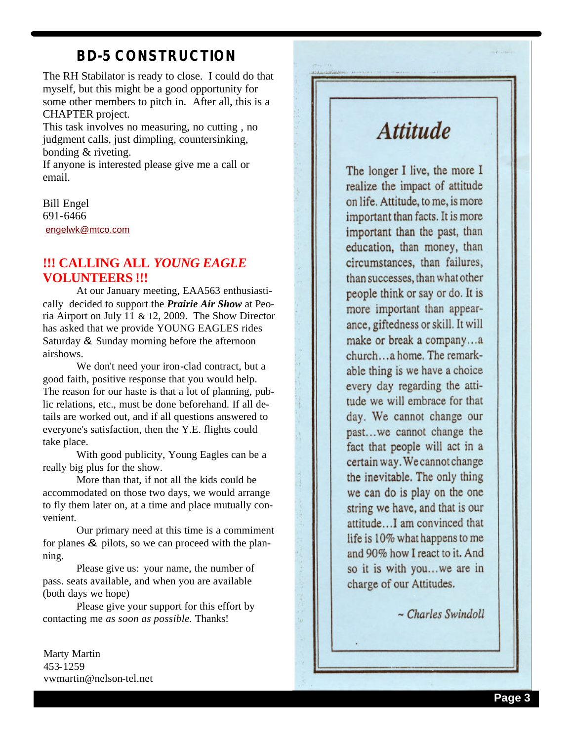## BD-5 CONSTRUCTION

The RH Stabilator is ready to close. I could do that myself, but this might be a good opportunity for some other members to pitch in. After all, this is a CHAPTER project.

This task involves no measuring, no cutting , no judgment calls, just dimpling, countersinking, bonding & riveting.

If anyone is interested please give me a call or email.

Bill Engel
691-6466
engelwk@mtco.com

## !!! CALLING ALL *YOUNG EAGLE* VOLUNTEERS !!!

At our January meeting, EAA563 enthusiastically decided to support the ***Prairie Air Show*** at Peoria Airport on July 11 & 12, 2009. The Show Director has asked that we provide YOUNG EAGLES rides Saturday & Sunday morning before the afternoon airshows.

We don't need your iron-clad contract, but a good faith, positive response that you would help. The reason for our haste is that a lot of planning, public relations, etc., must be done beforehand. If all details are worked out, and if all questions answered to everyone's satisfaction, then the Y.E. flights could take place.

With good publicity, Young Eagles can be a really big plus for the show.

More than that, if not all the kids could be accommodated on those two days, we would arrange to fly them later on, at a time and place mutually convenient.

Our primary need at this time is a commiment for planes & pilots, so we can proceed with the planning.

Please give us: your name, the number of pass. seats available, and when you are available (both days we hope)

Please give your support for this effort by contacting me *as soon as possible*. Thanks!

Marty Martin
453-1259
vwmartin@nelson-tel.net

## *Attitude*

The longer I live, the more I realize the impact of attitude on life. Attitude, to me, is more important than facts. It is more important than the past, than education, than money, than circumstances, than failures, than successes, than what other people think or say or do. It is more important than appearance, giftedness or skill. It will make or break a company…a church…a home. The remarkable thing is we have a choice every day regarding the attitude we will embrace for that day. We cannot change our past…we cannot change the fact that people will act in a certain way. We cannot change the inevitable. The only thing we can do is play on the one string we have, and that is our attitude…I am convinced that life is 10% what happens to me and 90% how I react to it. And so it is with you…we are in charge of our Attitudes.

*~ Charles Swindoll*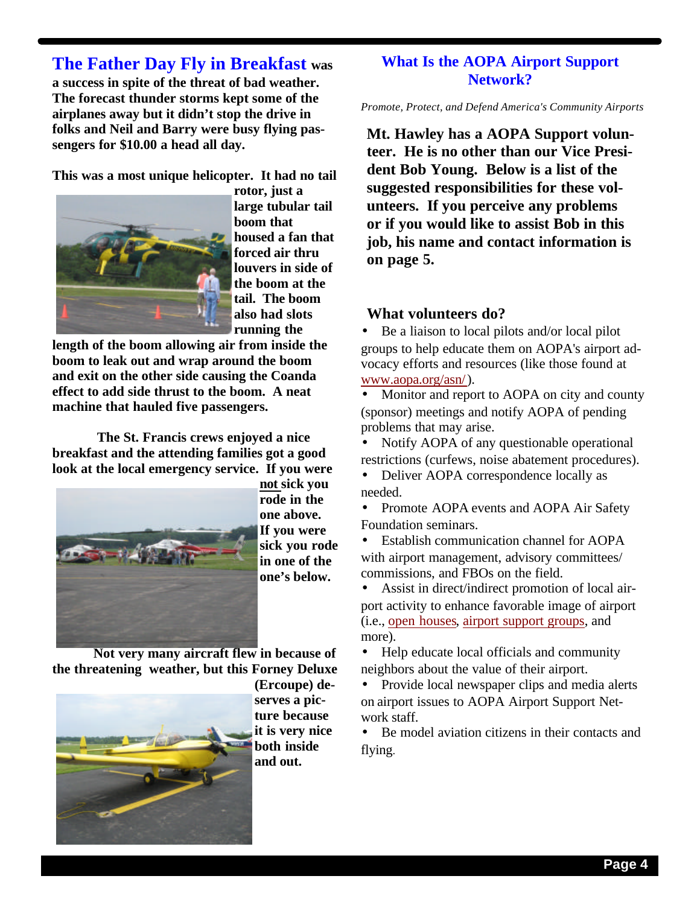**The Father Day Fly in Breakfast was a success in spite of the threat of bad weather. The forecast thunder storms kept some of the airplanes away but it didn't stop the drive in folks and Neil and Barry were busy flying passengers for $10.00 a head all day.**

**This was a most unique helicopter. It had no tail rotor, just a large tubular tail boom that housed a fan that forced air thru louvers in side of the boom at the tail. The boom also had slots running the length of the boom allowing air from inside the boom to leak out and wrap around the boom and exit on the other side causing the Coanda effect to add side thrust to the boom. A neat machine that hauled five passengers.**

**The St. Francis crews enjoyed a nice breakfast and the attending families got a good look at the local emergency service. If you were not sick you rode in the one above. If you were sick you rode in one of the one's below.**

**Not very many aircraft flew in because of the threatening weather, but this Forney Deluxe (Ercoupe) deserves a picture because it is very nice both inside and out.**

## What Is the AOPA Airport Support Network?

*Promote, Protect, and Defend America's Community Airports*

**Mt. Hawley has a AOPA Support volunteer. He is no other than our Vice President Bob Young. Below is a list of the suggested responsibilities for these volunteers. If you perceive any problems or if you would like to assist Bob in this job, his name and contact information is on page 5.**

### What volunteers do?

- Be a liaison to local pilots and/or local pilot groups to help educate them on AOPA's airport advocacy efforts and resources (like those found at www.aopa.org/asn/).
- Monitor and report to AOPA on city and county (sponsor) meetings and notify AOPA of pending problems that may arise.
- Notify AOPA of any questionable operational restrictions (curfews, noise abatement procedures).
- Deliver AOPA correspondence locally as needed.
- Promote AOPA events and AOPA Air Safety Foundation seminars.
- Establish communication channel for AOPA with airport management, advisory committees/ commissions, and FBOs on the field.
- Assist in direct/indirect promotion of local airport activity to enhance favorable image of airport (i.e., open houses, airport support groups, and more).
- Help educate local officials and community neighbors about the value of their airport.
- Provide local newspaper clips and media alerts on airport issues to AOPA Airport Support Network staff.
- Be model aviation citizens in their contacts and flying.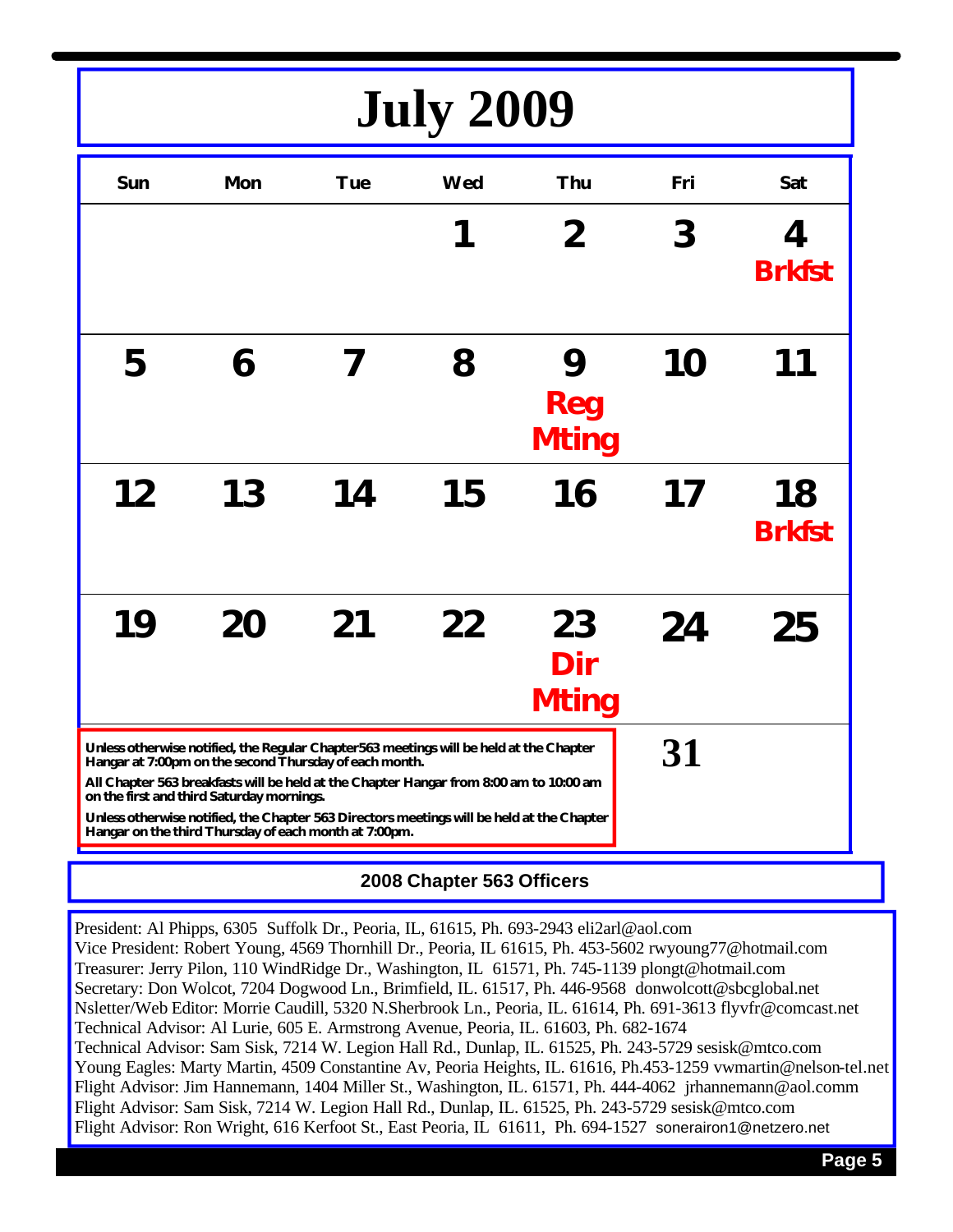# July 2009

| Sun | Mon | Tue | Wed | Thu | Fri | Sat |
|---|---|---|---|---|---|---|
| | | | 1 | 2 | 3 | 4 **Brkfst** |
| 5 | 6 | 7 | 8 | 9 **Reg Mting** | 10 | 11 |
| 12 | 13 | 14 | 15 | 16 | 17 | 18 **Brkfst** |
| 19 | 20 | 21 | 22 | 23 **Dir Mting** | 24 | 25 |
| 26 | 27 | 28 | 29 | 30 | 31 | |

**Unless otherwise notified, the Regular Chapter563 meetings will be held at the Chapter Hangar at 7:00pm on the second Thursday of each month.**

**All Chapter 563 breakfasts will be held at the Chapter Hangar from 8:00 am to 10:00 am on the first and third Saturday mornings.**

**Unless otherwise notified, the Chapter 563 Directors meetings will be held at the Chapter Hangar on the third Thursday of each month at 7:00pm.**

## 2008 Chapter 563 Officers

President: Al Phipps, 6305 Suffolk Dr., Peoria, IL, 61615, Ph. 693-2943 eli2arl@aol.com
Vice President: Robert Young, 4569 Thornhill Dr., Peoria, IL 61615, Ph. 453-5602 rwyoung77@hotmail.com
Treasurer: Jerry Pilon, 110 WindRidge Dr., Washington, IL 61571, Ph. 745-1139 plongt@hotmail.com
Secretary: Don Wolcot, 7204 Dogwood Ln., Brimfield, IL. 61517, Ph. 446-9568 donwolcott@sbcglobal.net
Nsletter/Web Editor: Morrie Caudill, 5320 N.Sherbrook Ln., Peoria, IL. 61614, Ph. 691-3613 flyvfr@comcast.net
Technical Advisor: Al Lurie, 605 E. Armstrong Avenue, Peoria, IL. 61603, Ph. 682-1674
Technical Advisor: Sam Sisk, 7214 W. Legion Hall Rd., Dunlap, IL. 61525, Ph. 243-5729 sesisk@mtco.com
Young Eagles: Marty Martin, 4509 Constantine Av, Peoria Heights, IL. 61616, Ph.453-1259 vwmartin@nelson-tel.net
Flight Advisor: Jim Hannemann, 1404 Miller St., Washington, IL. 61571, Ph. 444-4062 jrhannemann@aol.comm
Flight Advisor: Sam Sisk, 7214 W. Legion Hall Rd., Dunlap, IL. 61525, Ph. 243-5729 sesisk@mtco.com
Flight Advisor: Ron Wright, 616 Kerfoot St., East Peoria, IL 61611, Ph. 694-1527 sonerairon1@netzero.net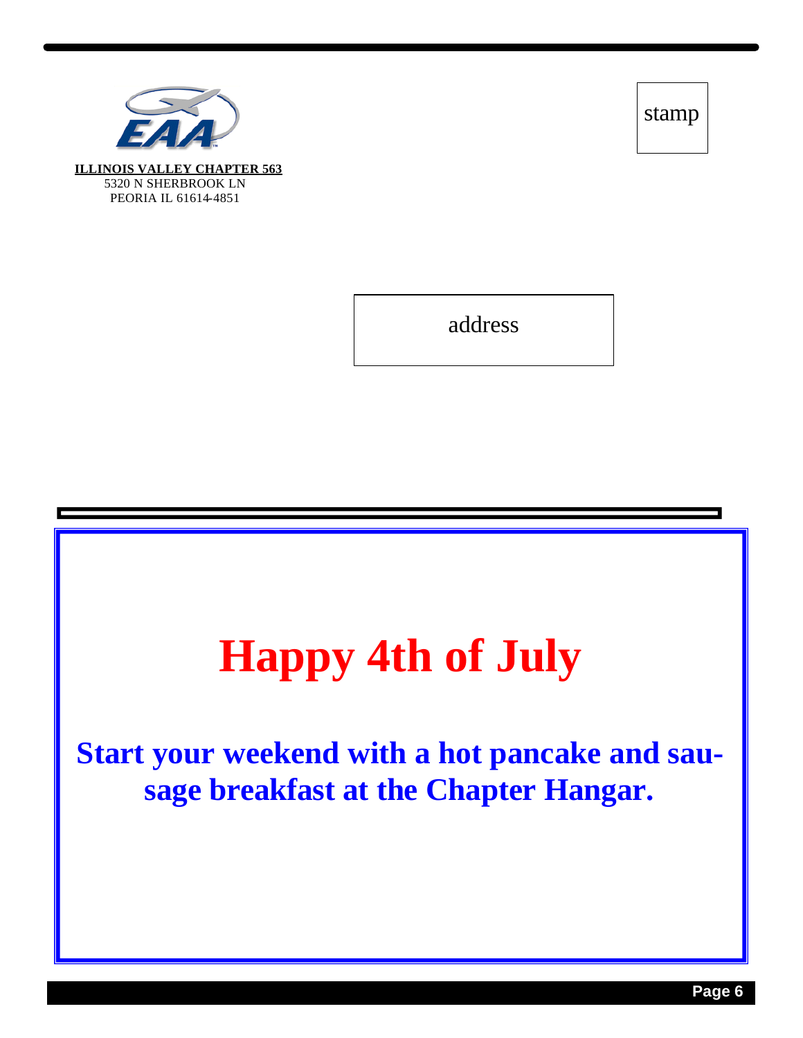**ILLINOIS VALLEY CHAPTER 563**
5320 N SHERBROOK LN
PEORIA IL 61614-4851

stamp

address

# Happy 4th of July

## Start your weekend with a hot pancake and sausage breakfast at the Chapter Hangar.